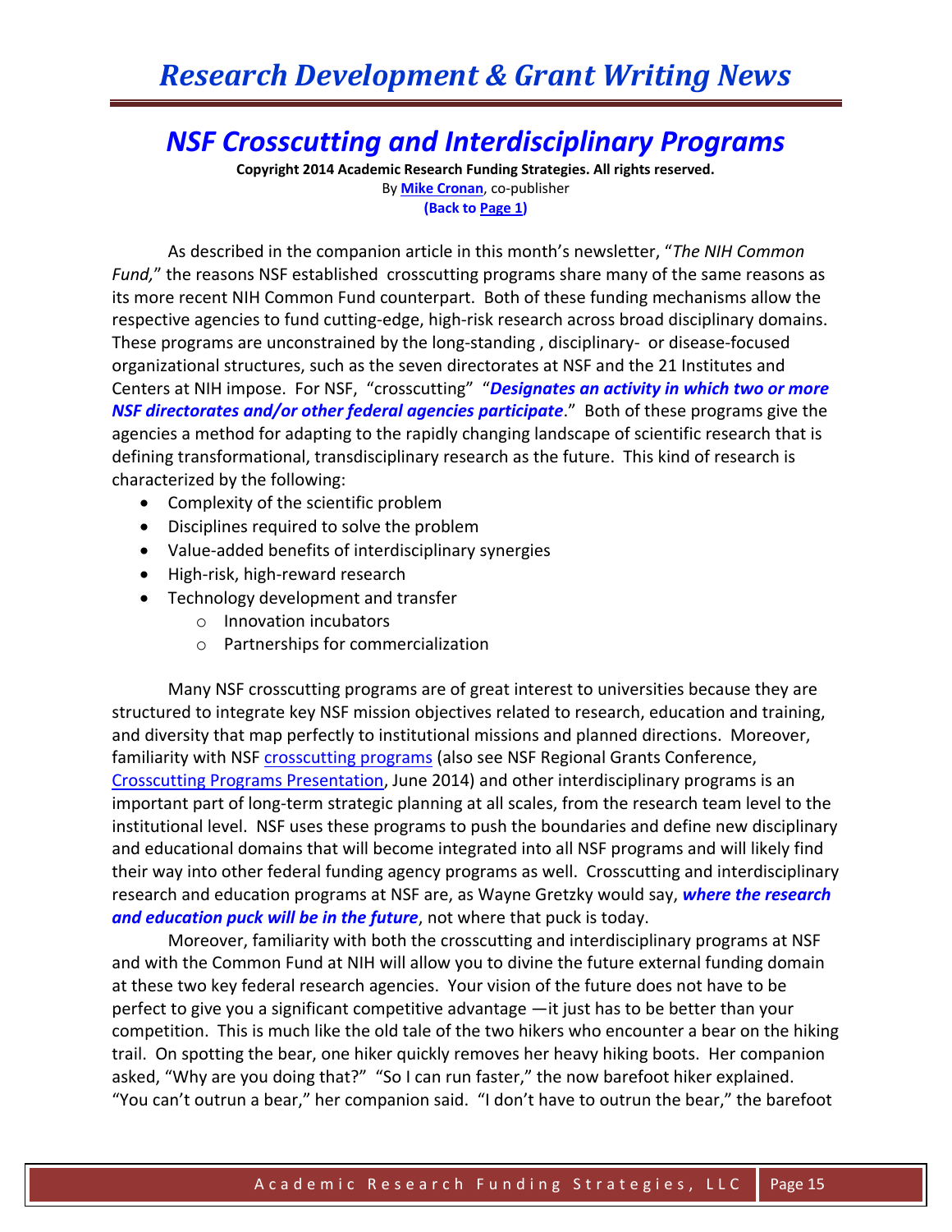# NSF Crosscutting and Interdisciplinary Programs

**Copyright 2014 Academic Research Funding Strategies. All rights reserved.**
By **Mike Cronan**, co-publisher
**(Back to Page 1)**

As described in the companion article in this month's newsletter, "*The NIH Common Fund,*" the reasons NSF established crosscutting programs share many of the same reasons as its more recent NIH Common Fund counterpart. Both of these funding mechanisms allow the respective agencies to fund cutting-edge, high-risk research across broad disciplinary domains. These programs are unconstrained by the long-standing , disciplinary- or disease-focused organizational structures, such as the seven directorates at NSF and the 21 Institutes and Centers at NIH impose. For NSF, "crosscutting" "***Designates an activity in which two or more NSF directorates and/or other federal agencies participate***." Both of these programs give the agencies a method for adapting to the rapidly changing landscape of scientific research that is defining transformational, transdisciplinary research as the future. This kind of research is characterized by the following:

- Complexity of the scientific problem
- Disciplines required to solve the problem
- Value-added benefits of interdisciplinary synergies
- High-risk, high-reward research
- Technology development and transfer
  - Innovation incubators
  - Partnerships for commercialization

Many NSF crosscutting programs are of great interest to universities because they are structured to integrate key NSF mission objectives related to research, education and training, and diversity that map perfectly to institutional missions and planned directions. Moreover, familiarity with NSF crosscutting programs (also see NSF Regional Grants Conference, Crosscutting Programs Presentation, June 2014) and other interdisciplinary programs is an important part of long-term strategic planning at all scales, from the research team level to the institutional level. NSF uses these programs to push the boundaries and define new disciplinary and educational domains that will become integrated into all NSF programs and will likely find their way into other federal funding agency programs as well. Crosscutting and interdisciplinary research and education programs at NSF are, as Wayne Gretzky would say, ***where the research and education puck will be in the future***, not where that puck is today.

Moreover, familiarity with both the crosscutting and interdisciplinary programs at NSF and with the Common Fund at NIH will allow you to divine the future external funding domain at these two key federal research agencies. Your vision of the future does not have to be perfect to give you a significant competitive advantage —it just has to be better than your competition. This is much like the old tale of the two hikers who encounter a bear on the hiking trail. On spotting the bear, one hiker quickly removes her heavy hiking boots. Her companion asked, "Why are you doing that?" "So I can run faster," the now barefoot hiker explained. "You can't outrun a bear," her companion said. "I don't have to outrun the bear," the barefoot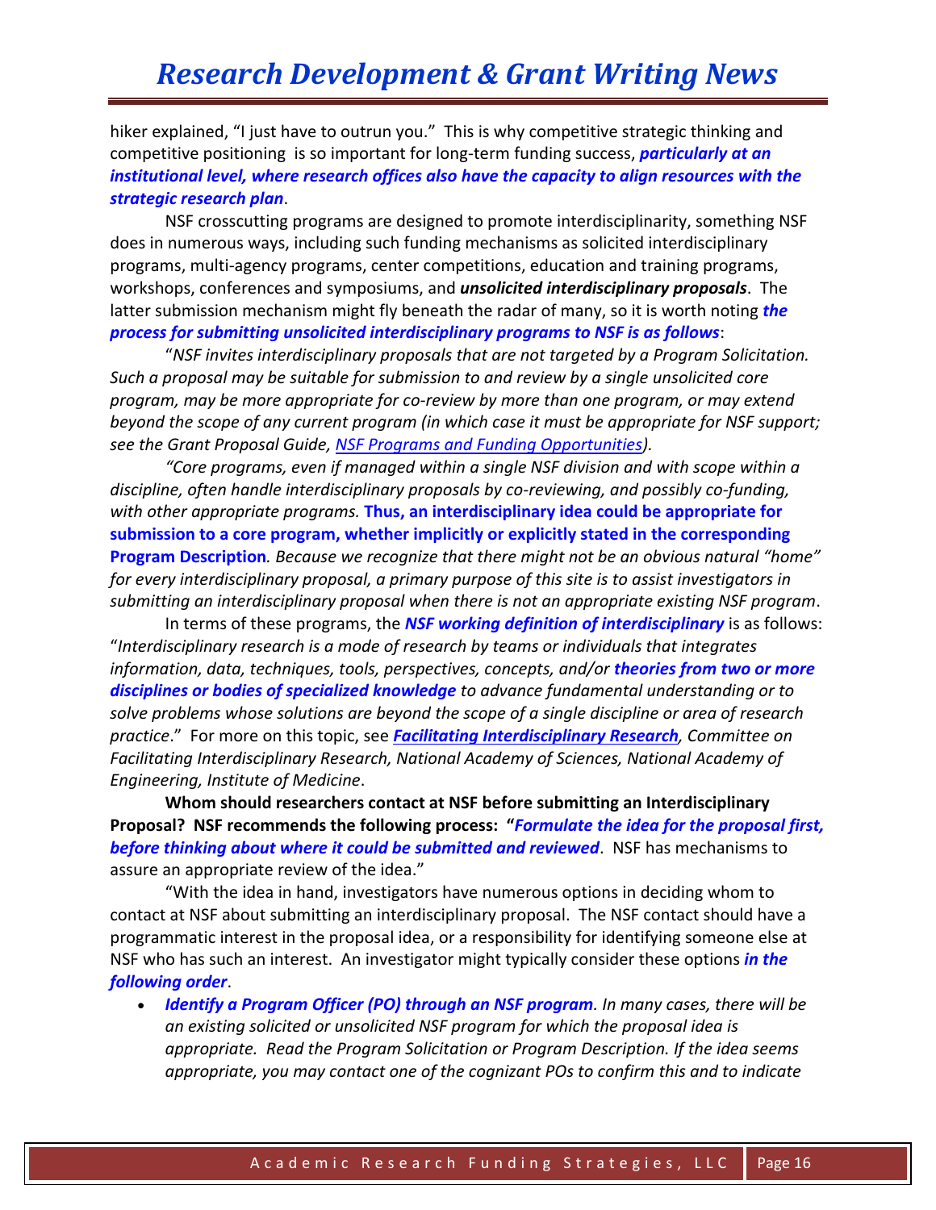hiker explained, “I just have to outrun you.” This is why competitive strategic thinking and competitive positioning is so important for long-term funding success, ***particularly at an institutional level, where research offices also have the capacity to align resources with the strategic research plan***.

NSF crosscutting programs are designed to promote interdisciplinarity, something NSF does in numerous ways, including such funding mechanisms as solicited interdisciplinary programs, multi-agency programs, center competitions, education and training programs, workshops, conferences and symposiums, and ***unsolicited interdisciplinary proposals***. The latter submission mechanism might fly beneath the radar of many, so it is worth noting ***the process for submitting unsolicited interdisciplinary programs to NSF is as follows***:

“*NSF invites interdisciplinary proposals that are not targeted by a Program Solicitation. Such a proposal may be suitable for submission to and review by a single unsolicited core program, may be more appropriate for co-review by more than one program, or may extend beyond the scope of any current program (in which case it must be appropriate for NSF support; see the Grant Proposal Guide, NSF Programs and Funding Opportunities).*

*“Core programs, even if managed within a single NSF division and with scope within a discipline, often handle interdisciplinary proposals by co-reviewing, and possibly co-funding, with other appropriate programs.* **Thus, an interdisciplinary idea could be appropriate for submission to a core program, whether implicitly or explicitly stated in the corresponding Program Description***. Because we recognize that there might not be an obvious natural “home” for every interdisciplinary proposal, a primary purpose of this site is to assist investigators in submitting an interdisciplinary proposal when there is not an appropriate existing NSF program*.

In terms of these programs, the ***NSF working definition of interdisciplinary*** is as follows: “*Interdisciplinary research is a mode of research by teams or individuals that integrates information, data, techniques, tools, perspectives, concepts, and/or* ***theories from two or more disciplines or bodies of specialized knowledge*** *to advance fundamental understanding or to solve problems whose solutions are beyond the scope of a single discipline or area of research practice*.” For more on this topic, see ***Facilitating Interdisciplinary Research****, Committee on Facilitating Interdisciplinary Research, National Academy of Sciences, National Academy of Engineering, Institute of Medicine*.

**Whom should researchers contact at NSF before submitting an Interdisciplinary Proposal? NSF recommends the following process: “*Formulate the idea for the proposal first, before thinking about where it could be submitted and reviewed*.** NSF has mechanisms to assure an appropriate review of the idea.”

“With the idea in hand, investigators have numerous options in deciding whom to contact at NSF about submitting an interdisciplinary proposal. The NSF contact should have a programmatic interest in the proposal idea, or a responsibility for identifying someone else at NSF who has such an interest. An investigator might typically consider these options ***in the following order***.

- ***Identify a Program Officer (PO) through an NSF program****. In many cases, there will be an existing solicited or unsolicited NSF program for which the proposal idea is appropriate. Read the Program Solicitation or Program Description. If the idea seems appropriate, you may contact one of the cognizant POs to confirm this and to indicate*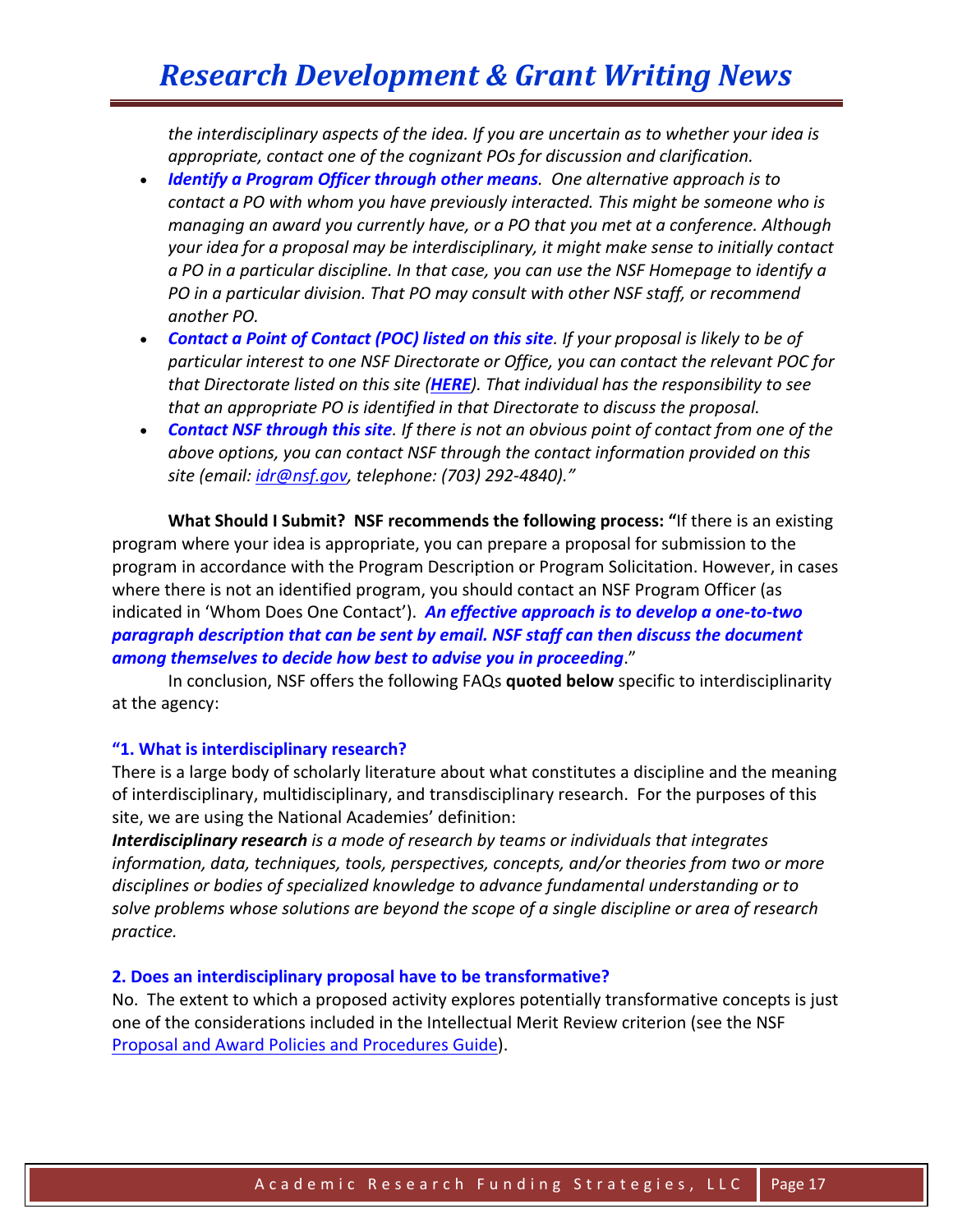*the interdisciplinary aspects of the idea. If you are uncertain as to whether your idea is appropriate, contact one of the cognizant POs for discussion and clarification.*

- ***Identify a Program Officer through other means****. One alternative approach is to contact a PO with whom you have previously interacted. This might be someone who is managing an award you currently have, or a PO that you met at a conference. Although your idea for a proposal may be interdisciplinary, it might make sense to initially contact a PO in a particular discipline. In that case, you can use the NSF Homepage to identify a PO in a particular division. That PO may consult with other NSF staff, or recommend another PO.*
- ***Contact a Point of Contact (POC) listed on this site****. If your proposal is likely to be of particular interest to one NSF Directorate or Office, you can contact the relevant POC for that Directorate listed on this site (****HERE****). That individual has the responsibility to see that an appropriate PO is identified in that Directorate to discuss the proposal.*
- ***Contact NSF through this site****. If there is not an obvious point of contact from one of the above options, you can contact NSF through the contact information provided on this site (email: idr@nsf.gov, telephone: (703) 292-4840)."*

**What Should I Submit? NSF recommends the following process: "**If there is an existing program where your idea is appropriate, you can prepare a proposal for submission to the program in accordance with the Program Description or Program Solicitation. However, in cases where there is not an identified program, you should contact an NSF Program Officer (as indicated in 'Whom Does One Contact'). ***An effective approach is to develop a one-to-two paragraph description that can be sent by email. NSF staff can then discuss the document among themselves to decide how best to advise you in proceeding***."

In conclusion, NSF offers the following FAQs **quoted below** specific to interdisciplinarity at the agency:

**"1. What is interdisciplinary research?**

There is a large body of scholarly literature about what constitutes a discipline and the meaning of interdisciplinary, multidisciplinary, and transdisciplinary research. For the purposes of this site, we are using the National Academies' definition:

***Interdisciplinary research*** *is a mode of research by teams or individuals that integrates information, data, techniques, tools, perspectives, concepts, and/or theories from two or more disciplines or bodies of specialized knowledge to advance fundamental understanding or to solve problems whose solutions are beyond the scope of a single discipline or area of research practice.*

**2. Does an interdisciplinary proposal have to be transformative?**

No. The extent to which a proposed activity explores potentially transformative concepts is just one of the considerations included in the Intellectual Merit Review criterion (see the NSF Proposal and Award Policies and Procedures Guide).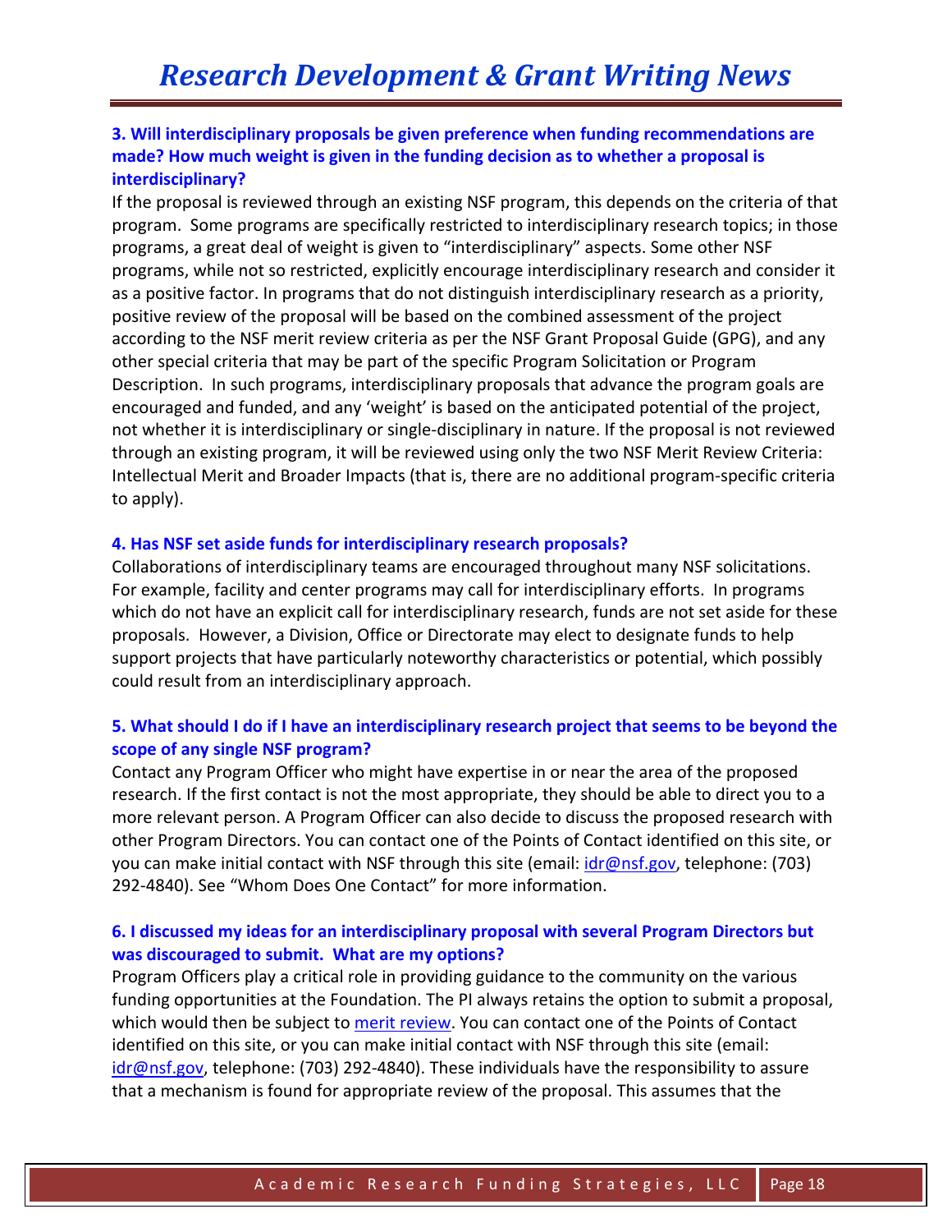### 3. Will interdisciplinary proposals be given preference when funding recommendations are made? How much weight is given in the funding decision as to whether a proposal is interdisciplinary?

If the proposal is reviewed through an existing NSF program, this depends on the criteria of that program. Some programs are specifically restricted to interdisciplinary research topics; in those programs, a great deal of weight is given to "interdisciplinary" aspects. Some other NSF programs, while not so restricted, explicitly encourage interdisciplinary research and consider it as a positive factor. In programs that do not distinguish interdisciplinary research as a priority, positive review of the proposal will be based on the combined assessment of the project according to the NSF merit review criteria as per the NSF Grant Proposal Guide (GPG), and any other special criteria that may be part of the specific Program Solicitation or Program Description. In such programs, interdisciplinary proposals that advance the program goals are encouraged and funded, and any 'weight' is based on the anticipated potential of the project, not whether it is interdisciplinary or single-disciplinary in nature. If the proposal is not reviewed through an existing program, it will be reviewed using only the two NSF Merit Review Criteria: Intellectual Merit and Broader Impacts (that is, there are no additional program-specific criteria to apply).

### 4. Has NSF set aside funds for interdisciplinary research proposals?

Collaborations of interdisciplinary teams are encouraged throughout many NSF solicitations. For example, facility and center programs may call for interdisciplinary efforts. In programs which do not have an explicit call for interdisciplinary research, funds are not set aside for these proposals. However, a Division, Office or Directorate may elect to designate funds to help support projects that have particularly noteworthy characteristics or potential, which possibly could result from an interdisciplinary approach.

### 5. What should I do if I have an interdisciplinary research project that seems to be beyond the scope of any single NSF program?

Contact any Program Officer who might have expertise in or near the area of the proposed research. If the first contact is not the most appropriate, they should be able to direct you to a more relevant person. A Program Officer can also decide to discuss the proposed research with other Program Directors. You can contact one of the Points of Contact identified on this site, or you can make initial contact with NSF through this site (email: idr@nsf.gov, telephone: (703) 292-4840). See "Whom Does One Contact" for more information.

### 6. I discussed my ideas for an interdisciplinary proposal with several Program Directors but was discouraged to submit. What are my options?

Program Officers play a critical role in providing guidance to the community on the various funding opportunities at the Foundation. The PI always retains the option to submit a proposal, which would then be subject to merit review. You can contact one of the Points of Contact identified on this site, or you can make initial contact with NSF through this site (email: idr@nsf.gov, telephone: (703) 292-4840). These individuals have the responsibility to assure that a mechanism is found for appropriate review of the proposal. This assumes that the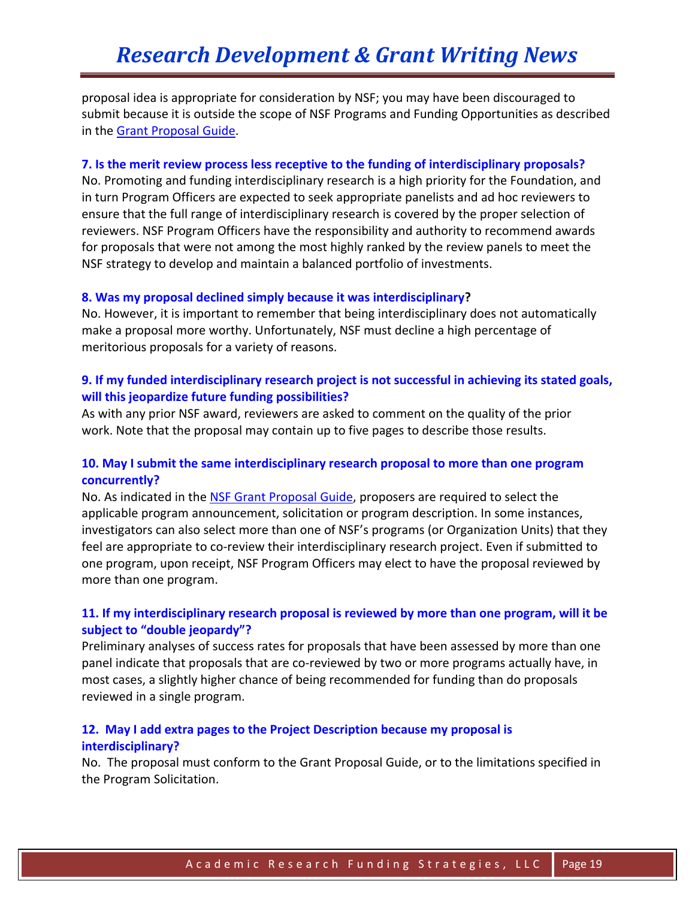proposal idea is appropriate for consideration by NSF; you may have been discouraged to submit because it is outside the scope of NSF Programs and Funding Opportunities as described in the Grant Proposal Guide.

**7. Is the merit review process less receptive to the funding of interdisciplinary proposals?**

No. Promoting and funding interdisciplinary research is a high priority for the Foundation, and in turn Program Officers are expected to seek appropriate panelists and ad hoc reviewers to ensure that the full range of interdisciplinary research is covered by the proper selection of reviewers. NSF Program Officers have the responsibility and authority to recommend awards for proposals that were not among the most highly ranked by the review panels to meet the NSF strategy to develop and maintain a balanced portfolio of investments.

**8. Was my proposal declined simply because it was interdisciplinary?**

No. However, it is important to remember that being interdisciplinary does not automatically make a proposal more worthy. Unfortunately, NSF must decline a high percentage of meritorious proposals for a variety of reasons.

**9. If my funded interdisciplinary research project is not successful in achieving its stated goals, will this jeopardize future funding possibilities?**

As with any prior NSF award, reviewers are asked to comment on the quality of the prior work. Note that the proposal may contain up to five pages to describe those results.

**10. May I submit the same interdisciplinary research proposal to more than one program concurrently?**

No. As indicated in the NSF Grant Proposal Guide, proposers are required to select the applicable program announcement, solicitation or program description. In some instances, investigators can also select more than one of NSF's programs (or Organization Units) that they feel are appropriate to co-review their interdisciplinary research project. Even if submitted to one program, upon receipt, NSF Program Officers may elect to have the proposal reviewed by more than one program.

**11. If my interdisciplinary research proposal is reviewed by more than one program, will it be subject to "double jeopardy"?**

Preliminary analyses of success rates for proposals that have been assessed by more than one panel indicate that proposals that are co-reviewed by two or more programs actually have, in most cases, a slightly higher chance of being recommended for funding than do proposals reviewed in a single program.

**12. May I add extra pages to the Project Description because my proposal is interdisciplinary?**

No. The proposal must conform to the Grant Proposal Guide, or to the limitations specified in the Program Solicitation.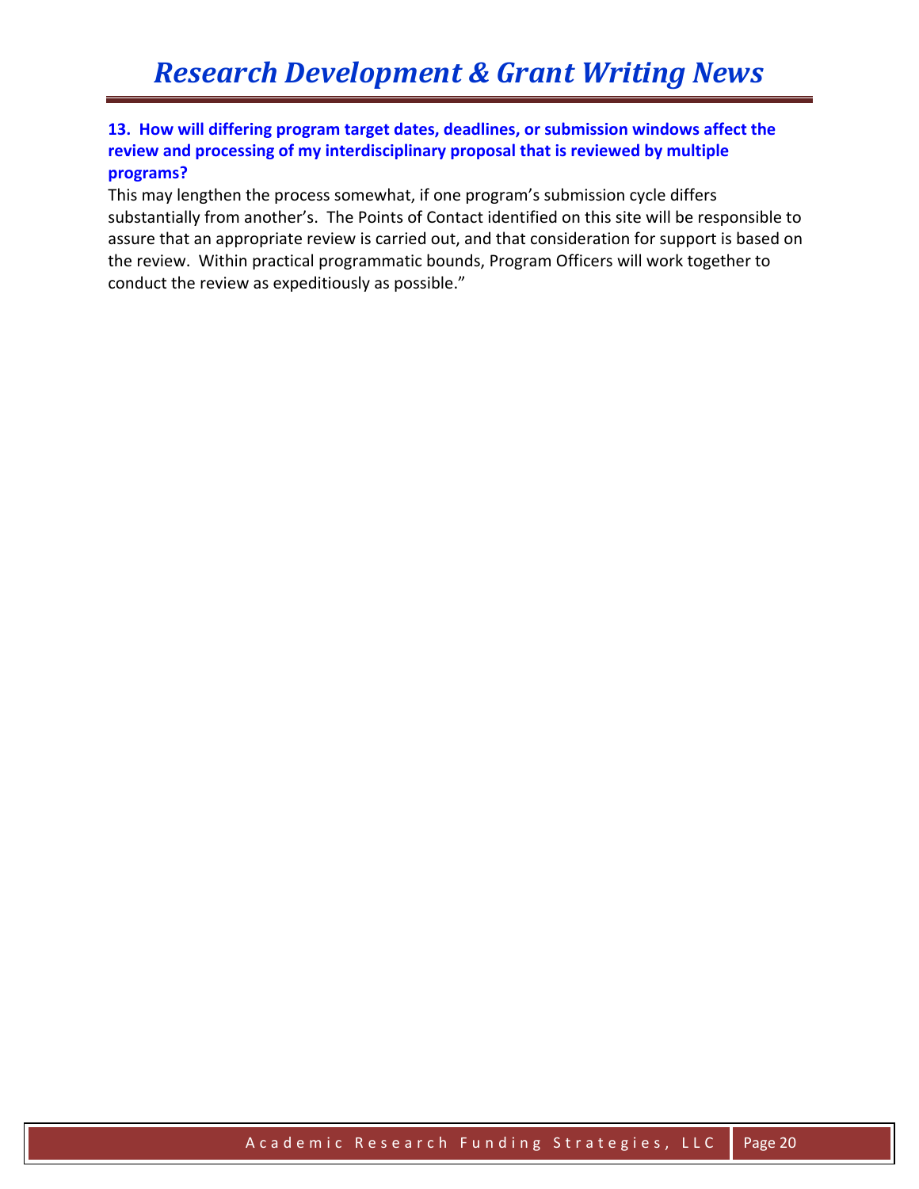**13. How will differing program target dates, deadlines, or submission windows affect the review and processing of my interdisciplinary proposal that is reviewed by multiple programs?**

This may lengthen the process somewhat, if one program's submission cycle differs substantially from another's. The Points of Contact identified on this site will be responsible to assure that an appropriate review is carried out, and that consideration for support is based on the review. Within practical programmatic bounds, Program Officers will work together to conduct the review as expeditiously as possible."